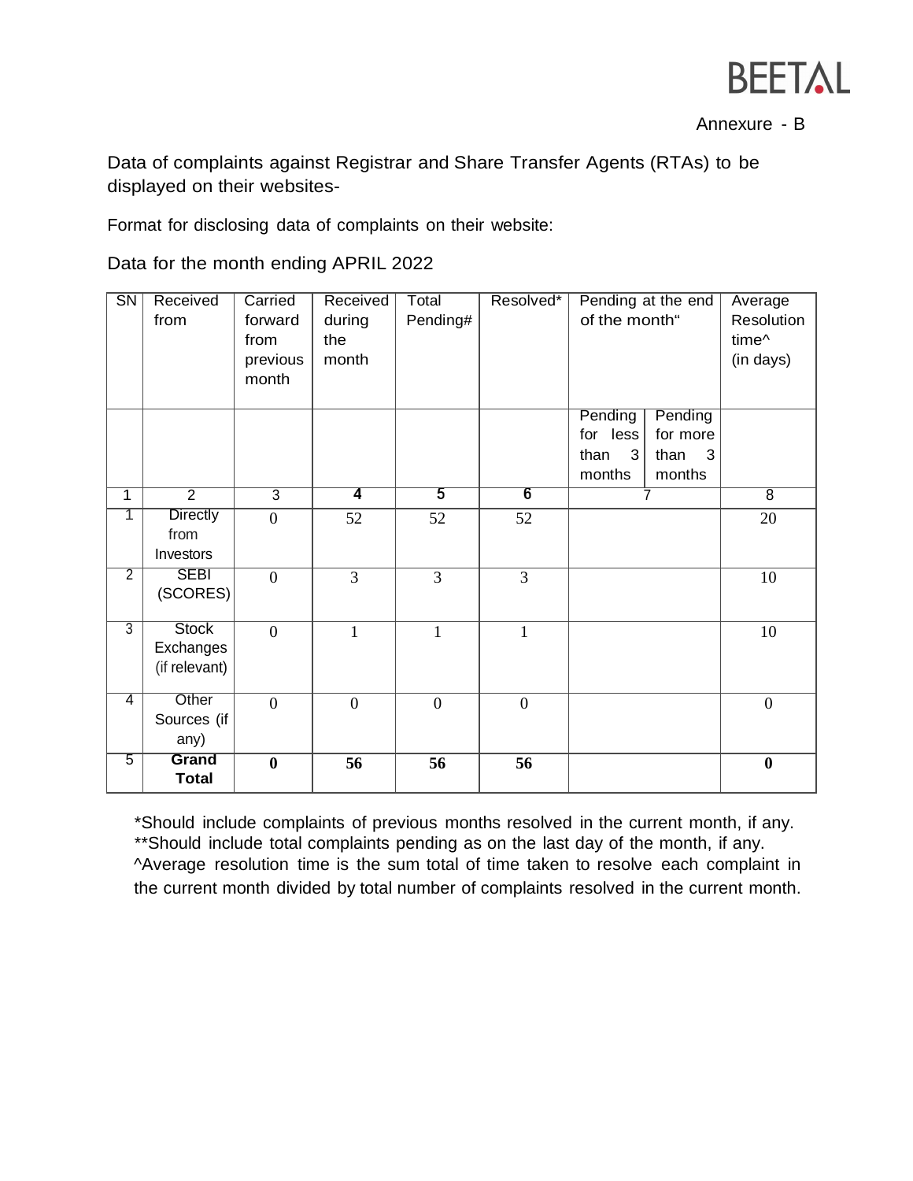BEETAL

Annexure - B

Data of complaints against Registrar and Share Transfer Agents (RTAs) to be displayed on their websites-

Format for disclosing data of complaints on their website:

Data for the month ending APRIL 2022

| SN | Received from | Carried forward from previous month | Received during the month | Total Pending# | Resolved* | Pending at the end of the month" | | Average Resolution time^ (in days) |
|---|---|---|---|---|---|---|---|---|
| | | | | | | Pending for less than 3 months | Pending for more than 3 months | |
| 1 | 2 | 3 | **4** | **5** | **6** | 7 | | 8 |
| 1 | Directly from Investors | 0 | 52 | 52 | 52 | | | 20 |
| 2 | SEBI (SCORES) | 0 | 3 | 3 | 3 | | | 10 |
| 3 | Stock Exchanges (if relevant) | 0 | 1 | 1 | 1 | | | 10 |
| 4 | Other Sources (if any) | 0 | 0 | 0 | 0 | | | 0 |
| 5 | **Grand Total** | **0** | **56** | **56** | **56** | | | **0** |

*Should include complaints of previous months resolved in the current month, if any.
**Should include total complaints pending as on the last day of the month, if any.
^Average resolution time is the sum total of time taken to resolve each complaint in the current month divided by total number of complaints resolved in the current month.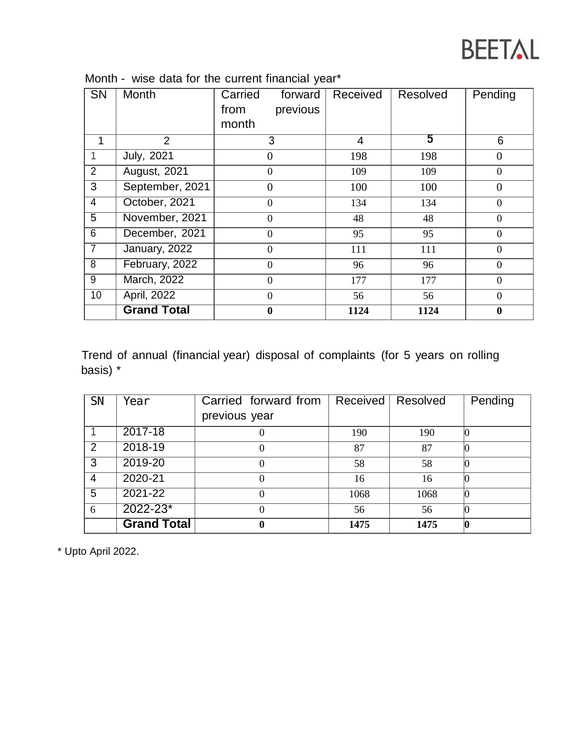Month - wise data for the current financial year*

| SN | Month | Carried forward from previous month | Received | Resolved | Pending |
|---|---|---|---|---|---|
| 1 | 2 | 3 | 4 | 5 | 6 |
| 1 | July, 2021 | 0 | 198 | 198 | 0 |
| 2 | August, 2021 | 0 | 109 | 109 | 0 |
| 3 | September, 2021 | 0 | 100 | 100 | 0 |
| 4 | October, 2021 | 0 | 134 | 134 | 0 |
| 5 | November, 2021 | 0 | 48 | 48 | 0 |
| 6 | December, 2021 | 0 | 95 | 95 | 0 |
| 7 | January, 2022 | 0 | 111 | 111 | 0 |
| 8 | February, 2022 | 0 | 96 | 96 | 0 |
| 9 | March, 2022 | 0 | 177 | 177 | 0 |
| 10 | April, 2022 | 0 | 56 | 56 | 0 |
| | **Grand Total** | **0** | **1124** | **1124** | **0** |

Trend of annual (financial year) disposal of complaints (for 5 years on rolling basis) *

| SN | Year | Carried forward from previous year | Received | Resolved | Pending |
|---|---|---|---|---|---|
| 1 | 2017-18 | 0 | 190 | 190 | 0 |
| 2 | 2018-19 | 0 | 87 | 87 | 0 |
| 3 | 2019-20 | 0 | 58 | 58 | 0 |
| 4 | 2020-21 | 0 | 16 | 16 | 0 |
| 5 | 2021-22 | 0 | 1068 | 1068 | 0 |
| 6 | 2022-23* | 0 | 56 | 56 | 0 |
| | **Grand Total** | **0** | **1475** | **1475** | **0** |

* Upto April 2022.